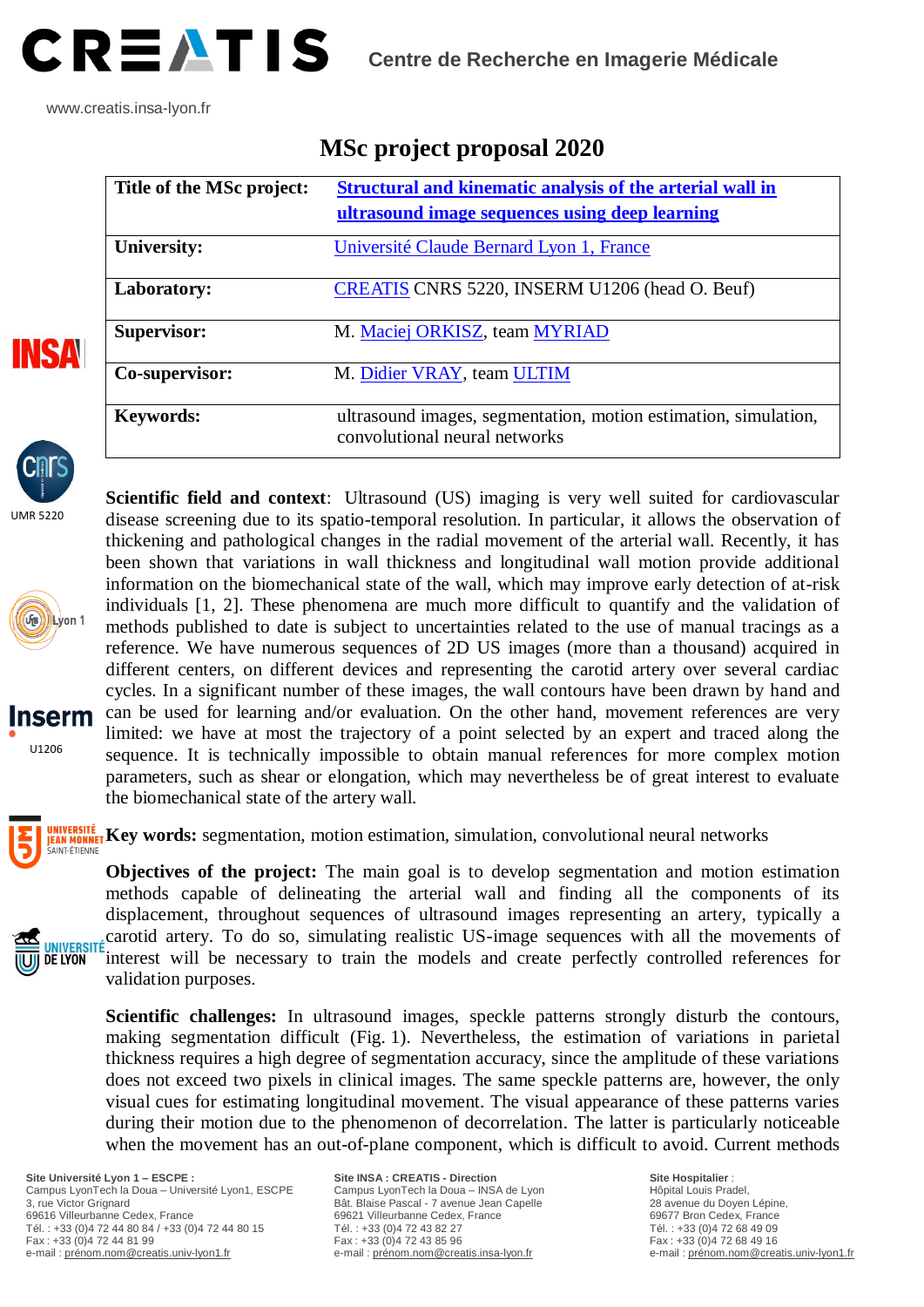# CREATIS Centre de Recherche en Imagerie Médicale

www.creatis.insa-lyon.fr

## MSc project proposal 2020

| Title of the MSc project: | Structural and kinematic analysis of the arterial wall in ultrasound image sequences using deep learning |
|---|---|
| University: | Université Claude Bernard Lyon 1, France |
| Laboratory: | CREATIS CNRS 5220, INSERM U1206 (head O. Beuf) |
| Supervisor: | M. Maciej ORKISZ, team MYRIAD |
| Co-supervisor: | M. Didier VRAY, team ULTIM |
| Keywords: | ultrasound images, segmentation, motion estimation, simulation, convolutional neural networks |

**Scientific field and context**: Ultrasound (US) imaging is very well suited for cardiovascular disease screening due to its spatio-temporal resolution. In particular, it allows the observation of thickening and pathological changes in the radial movement of the arterial wall. Recently, it has been shown that variations in wall thickness and longitudinal wall motion provide additional information on the biomechanical state of the wall, which may improve early detection of at-risk individuals [1, 2]. These phenomena are much more difficult to quantify and the validation of methods published to date is subject to uncertainties related to the use of manual tracings as a reference. We have numerous sequences of 2D US images (more than a thousand) acquired in different centers, on different devices and representing the carotid artery over several cardiac cycles. In a significant number of these images, the wall contours have been drawn by hand and can be used for learning and/or evaluation. On the other hand, movement references are very limited: we have at most the trajectory of a point selected by an expert and traced along the sequence. It is technically impossible to obtain manual references for more complex motion parameters, such as shear or elongation, which may nevertheless be of great interest to evaluate the biomechanical state of the artery wall.

**Key words:** segmentation, motion estimation, simulation, convolutional neural networks

**Objectives of the project:** The main goal is to develop segmentation and motion estimation methods capable of delineating the arterial wall and finding all the components of its displacement, throughout sequences of ultrasound images representing an artery, typically a carotid artery. To do so, simulating realistic US-image sequences with all the movements of interest will be necessary to train the models and create perfectly controlled references for validation purposes.

**Scientific challenges:** In ultrasound images, speckle patterns strongly disturb the contours, making segmentation difficult (Fig. 1). Nevertheless, the estimation of variations in parietal thickness requires a high degree of segmentation accuracy, since the amplitude of these variations does not exceed two pixels in clinical images. The same speckle patterns are, however, the only visual cues for estimating longitudinal movement. The visual appearance of these patterns varies during their motion due to the phenomenon of decorrelation. The latter is particularly noticeable when the movement has an out-of-plane component, which is difficult to avoid. Current methods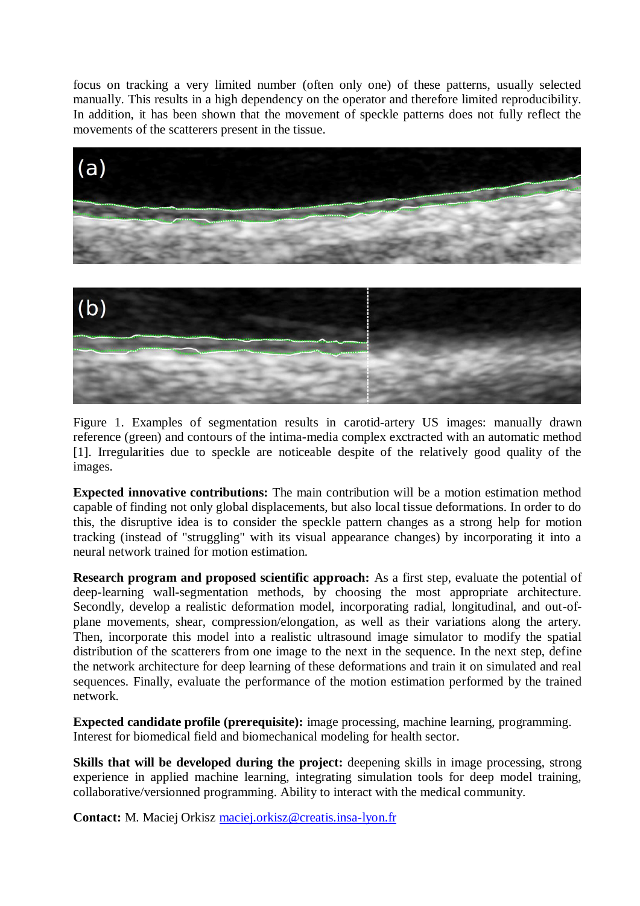focus on tracking a very limited number (often only one) of these patterns, usually selected manually. This results in a high dependency on the operator and therefore limited reproducibility. In addition, it has been shown that the movement of speckle patterns does not fully reflect the movements of the scatterers present in the tissue.

Figure 1. Examples of segmentation results in carotid-artery US images: manually drawn reference (green) and contours of the intima-media complex exctracted with an automatic method [1]. Irregularities due to speckle are noticeable despite of the relatively good quality of the images.

**Expected innovative contributions:** The main contribution will be a motion estimation method capable of finding not only global displacements, but also local tissue deformations. In order to do this, the disruptive idea is to consider the speckle pattern changes as a strong help for motion tracking (instead of "struggling" with its visual appearance changes) by incorporating it into a neural network trained for motion estimation.

**Research program and proposed scientific approach:** As a first step, evaluate the potential of deep-learning wall-segmentation methods, by choosing the most appropriate architecture. Secondly, develop a realistic deformation model, incorporating radial, longitudinal, and out-of-plane movements, shear, compression/elongation, as well as their variations along the artery. Then, incorporate this model into a realistic ultrasound image simulator to modify the spatial distribution of the scatterers from one image to the next in the sequence. In the next step, define the network architecture for deep learning of these deformations and train it on simulated and real sequences. Finally, evaluate the performance of the motion estimation performed by the trained network.

**Expected candidate profile (prerequisite):** image processing, machine learning, programming. Interest for biomedical field and biomechanical modeling for health sector.

**Skills that will be developed during the project:** deepening skills in image processing, strong experience in applied machine learning, integrating simulation tools for deep model training, collaborative/versionned programming. Ability to interact with the medical community.

**Contact:** M. Maciej Orkisz [maciej.orkisz@creatis.insa-lyon.fr](mailto:maciej.orkisz@creatis.insa-lyon.fr)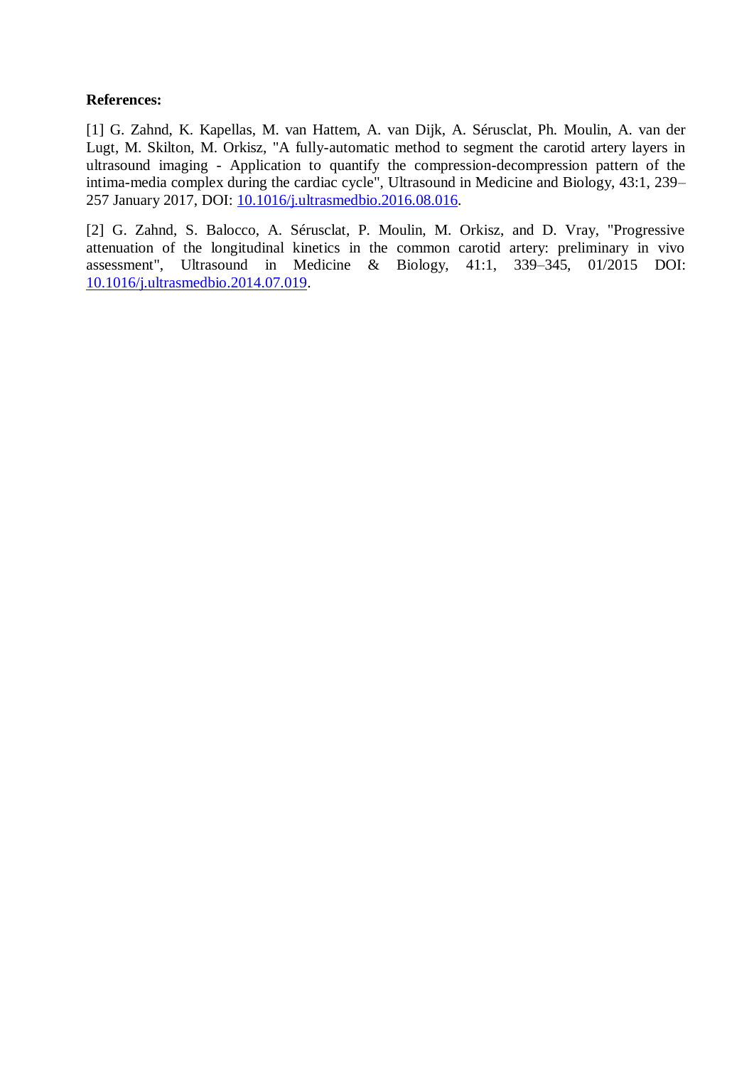**References:**

[1] G. Zahnd, K. Kapellas, M. van Hattem, A. van Dijk, A. Sérusclat, Ph. Moulin, A. van der Lugt, M. Skilton, M. Orkisz, "A fully-automatic method to segment the carotid artery layers in ultrasound imaging - Application to quantify the compression-decompression pattern of the intima-media complex during the cardiac cycle", Ultrasound in Medicine and Biology, 43:1, 239–257 January 2017, DOI: [10.1016/j.ultrasmedbio.2016.08.016](https://doi.org/10.1016/j.ultrasmedbio.2016.08.016).

[2] G. Zahnd, S. Balocco, A. Sérusclat, P. Moulin, M. Orkisz, and D. Vray, "Progressive attenuation of the longitudinal kinetics in the common carotid artery: preliminary in vivo assessment", Ultrasound in Medicine & Biology, 41:1, 339–345, 01/2015 DOI: [10.1016/j.ultrasmedbio.2014.07.019](https://doi.org/10.1016/j.ultrasmedbio.2014.07.019).